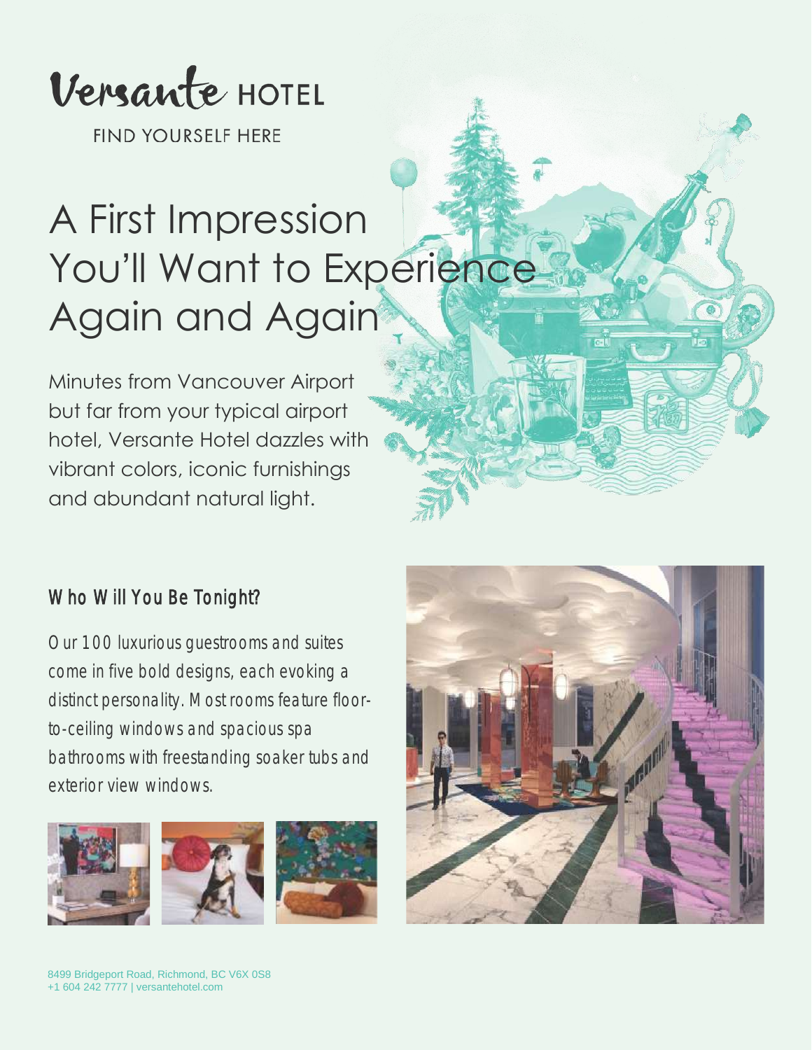Versante HOTEL

FIND YOURSELF HERE

# A First Impression You'll Want to Experience Again and Again

Minutes from Vancouver Airport but far from your typical airport hotel, Versante Hotel dazzles with vibrant colors, iconic furnishings and abundant natural light.

## Who Will You Be Tonight?

Our 100 luxurious guestrooms and suites come in five bold designs, each evoking a distinct personality. Most rooms feature floor-to-ceiling windows and spacious spa bathrooms with freestanding soaker tubs and exterior view windows.

8499 Bridgeport Road, Richmond, BC V6X 0S8
+1 604 242 7777 | versantehotel.com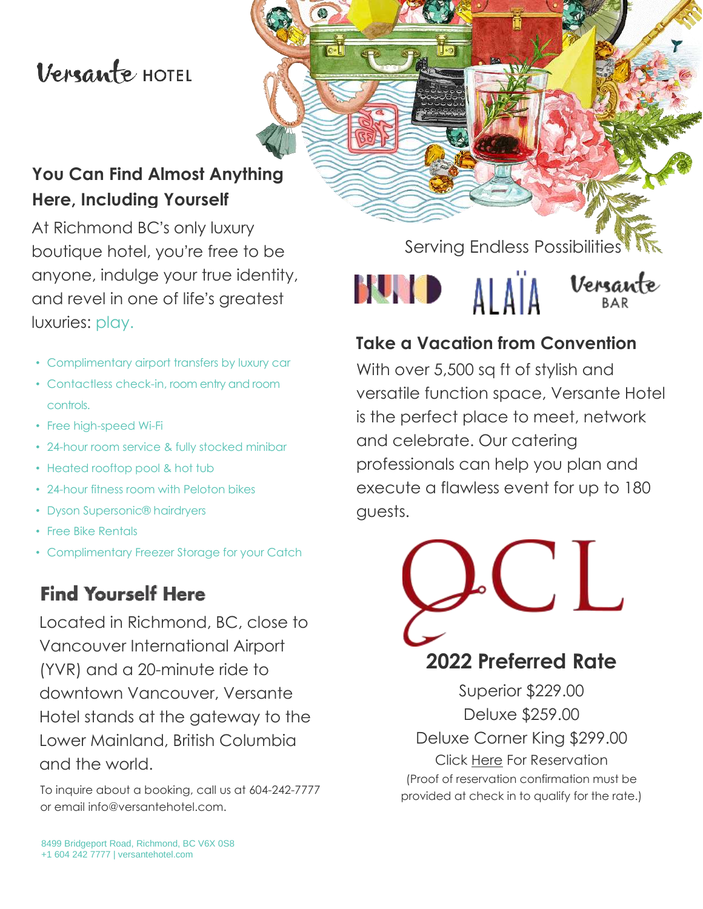Versante HOTEL

## You Can Find Almost Anything Here, Including Yourself

At Richmond BC's only luxury boutique hotel, you're free to be anyone, indulge your true identity, and revel in one of life's greatest luxuries: play.

- Complimentary airport transfers by luxury car
- Contactless check-in, room entry and room controls.
- Free high-speed Wi-Fi
- 24-hour room service & fully stocked minibar
- Heated rooftop pool & hot tub
- 24-hour fitness room with Peloton bikes
- Dyson Supersonic® hairdryers
- Free Bike Rentals
- Complimentary Freezer Storage for your Catch

## Find Yourself Here

Located in Richmond, BC, close to Vancouver International Airport (YVR) and a 20-minute ride to downtown Vancouver, Versante Hotel stands at the gateway to the Lower Mainland, British Columbia and the world.

To inquire about a booking, call us at 604-242-7777 or email info@versantehotel.com.

8499 Bridgeport Road, Richmond, BC V6X 0S8
+1 604 242 7777 | versantehotel.com

Serving Endless Possibilities

BUNO ALAÏA Versante BAR

## Take a Vacation from Convention

With over 5,500 sq ft of stylish and versatile function space, Versante Hotel is the perfect place to meet, network and celebrate. Our catering professionals can help you plan and execute a flawless event for up to 180 guests.

QCL

## 2022 Preferred Rate

Superior $229.00
Deluxe $259.00
Deluxe Corner King $299.00
Click Here For Reservation
(Proof of reservation confirmation must be provided at check in to qualify for the rate.)